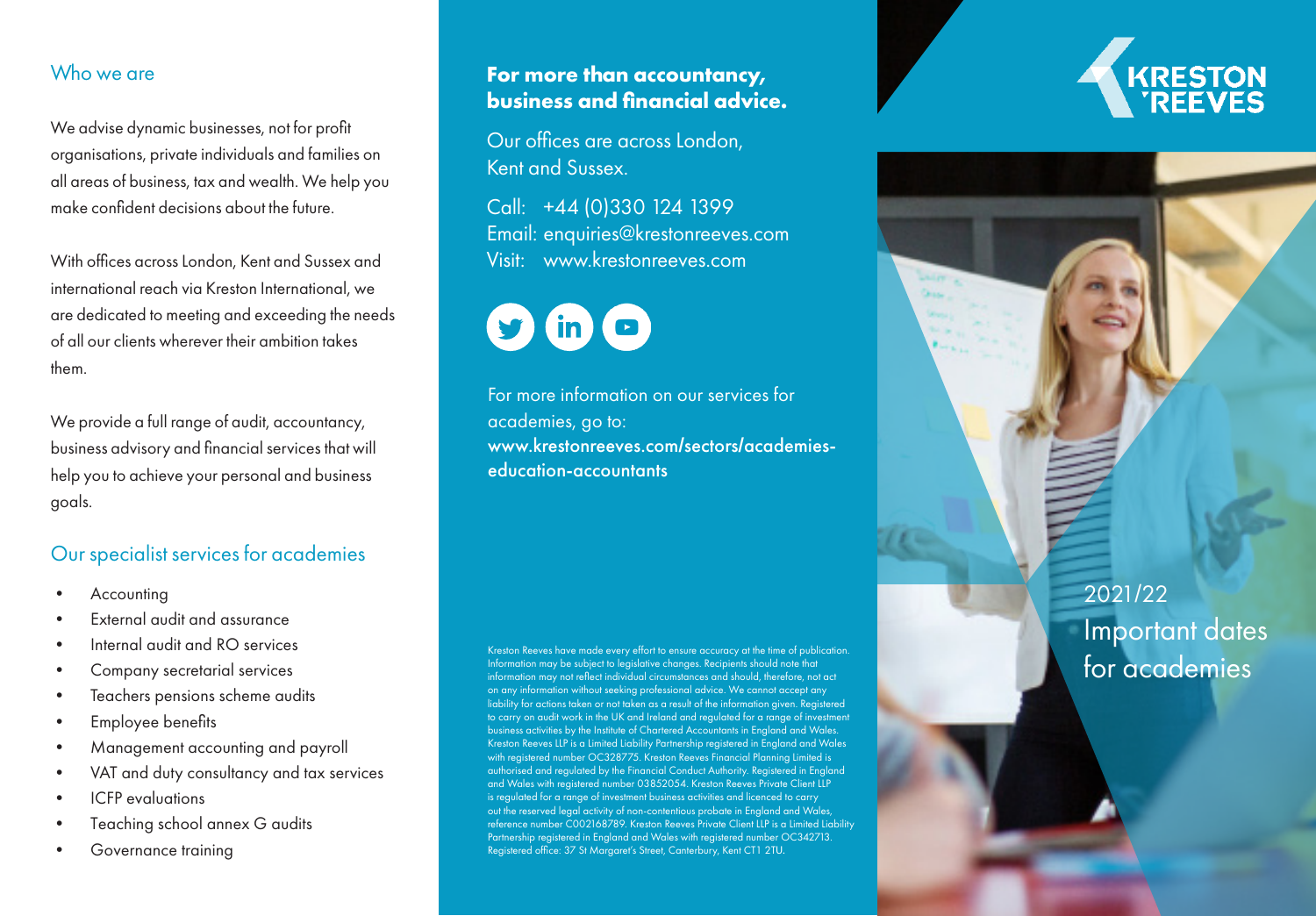## Who we are

We advise dynamic businesses, not for profit organisations, private individuals and families on all areas of business, tax and wealth. We help you make confident decisions about the future.

With offices across London, Kent and Sussex and international reach via Kreston International, we are dedicated to meeting and exceeding the needs of all our clients wherever their ambition takes them.

We provide a full range of audit, accountancy, business advisory and financial services that will help you to achieve your personal and business goals.

## Our specialist services for academies

- Accounting
- External audit and assurance
- Internal audit and RO services
- Company secretarial services
- Teachers pensions scheme audits
- Employee benefits
- Management accounting and payroll
- VAT and duty consultancy and tax services
- ICFP evaluations
- Teaching school annex G audits
- Governance training

**For more than accountancy, business and financial advice.**

Our offices are across London, Kent and Sussex.

Call: +44 (0)330 124 1399
Email: enquiries@krestonreeves.com
Visit: www.krestonreeves.com

For more information on our services for academies, go to:
**www.krestonreeves.com/sectors/academies-education-accountants**

Kreston Reeves have made every effort to ensure accuracy at the time of publication. Information may be subject to legislative changes. Recipients should note that information may not reflect individual circumstances and should, therefore, not act on any information without seeking professional advice. We cannot accept any liability for actions taken or not taken as a result of the information given. Registered to carry on audit work in the UK and Ireland and regulated for a range of investment business activities by the Institute of Chartered Accountants in England and Wales. Kreston Reeves LLP is a Limited Liability Partnership registered in England and Wales with registered number OC328775. Kreston Reeves Financial Planning Limited is authorised and regulated by the Financial Conduct Authority. Registered in England and Wales with registered number 03852054. Kreston Reeves Private Client LLP is regulated for a range of investment business activities and licenced to carry out the reserved legal activity of non-contentious probate in England and Wales, reference number C002168789. Kreston Reeves Private Client LLP is a Limited Liability Partnership registered in England and Wales with registered number OC342713. Registered office: 37 St Margaret's Street, Canterbury, Kent CT1 2TU.

KRESTON REEVES

# 2021/22 Important dates for academies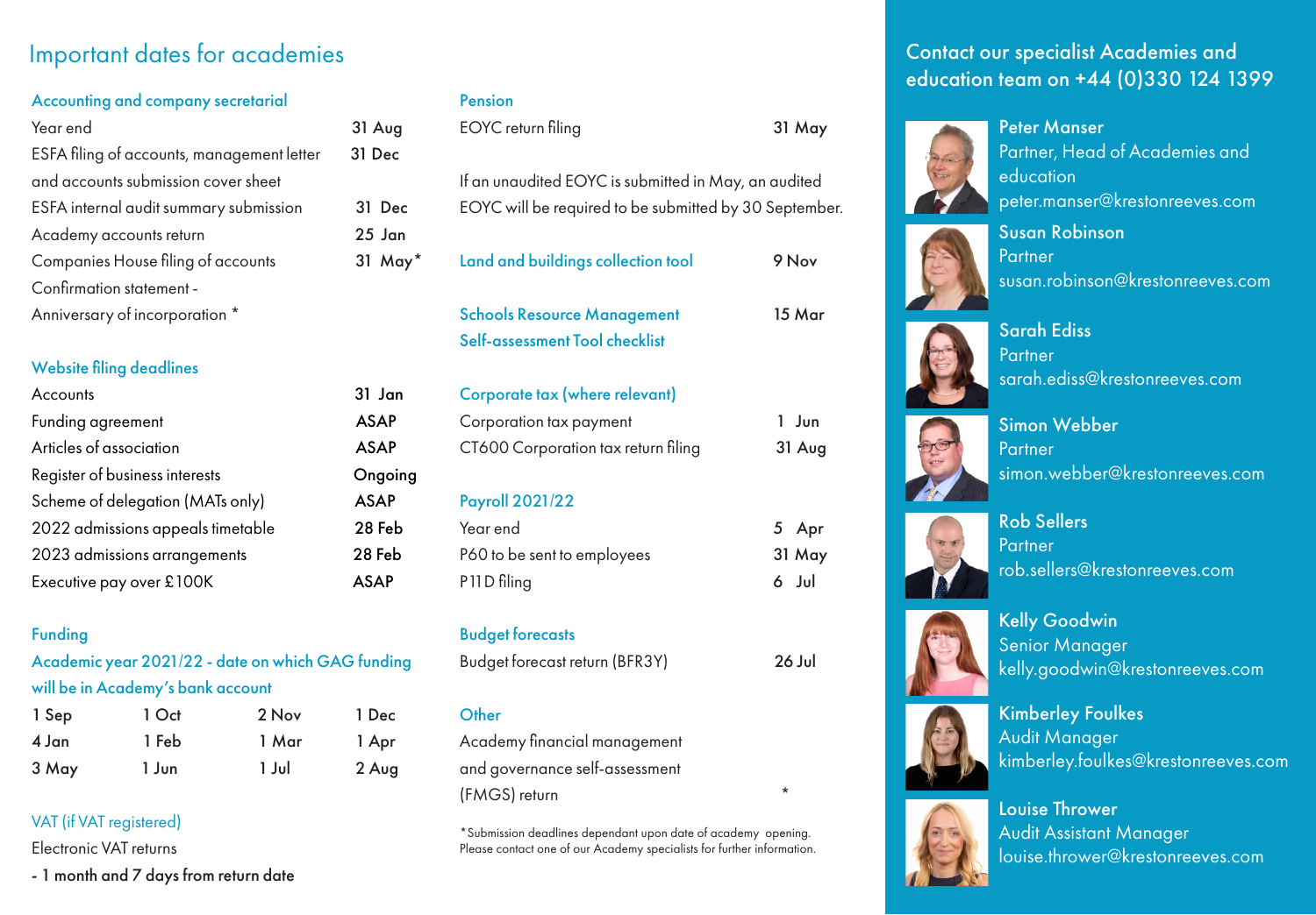# Important dates for academies

### Accounting and company secretarial

| | |
|---|---|
| Year end | 31 Aug |
| ESFA filing of accounts, management letter and accounts submission cover sheet | 31 Dec |
| ESFA internal audit summary submission | 31 Dec |
| Academy accounts return | 25 Jan |
| Companies House filing of accounts | 31 May* |
| Confirmation statement - Anniversary of incorporation * | |

### Website filing deadlines

| | |
|---|---|
| Accounts | 31 Jan |
| Funding agreement | ASAP |
| Articles of association | ASAP |
| Register of business interests | Ongoing |
| Scheme of delegation (MATs only) | ASAP |
| 2022 admissions appeals timetable | 28 Feb |
| 2023 admissions arrangements | 28 Feb |
| Executive pay over £100K | ASAP |

### Funding

**Academic year 2021/22 - date on which GAG funding will be in Academy's bank account**

| | | | |
|---|---|---|---|
| 1 Sep | 1 Oct | 2 Nov | 1 Dec |
| 4 Jan | 1 Feb | 1 Mar | 1 Apr |
| 3 May | 1 Jun | 1 Jul | 2 Aug |

### VAT (if VAT registered)

Electronic VAT returns

- 1 month and 7 days from return date

### Pension

| | |
|---|---|
| EOYC return filing | 31 May |

If an unaudited EOYC is submitted in May, an audited EOYC will be required to be submitted by 30 September.

### Land and buildings collection tool — 9 Nov

### Schools Resource Management Self-assessment Tool checklist — 15 Mar

### Corporate tax (where relevant)

| | |
|---|---|
| Corporation tax payment | 1 Jun |
| CT600 Corporation tax return filing | 31 Aug |

### Payroll 2021/22

| | |
|---|---|
| Year end | 5 Apr |
| P60 to be sent to employees | 31 May |
| P11D filing | 6 Jul |

### Budget forecasts

| | |
|---|---|
| Budget forecast return (BFR3Y) | 26 Jul |

### Other

| | |
|---|---|
| Academy financial management and governance self-assessment (FMGS) return | * |

*Submission deadlines dependant upon date of academy opening. Please contact one of our Academy specialists for further information.

## Contact our specialist Academies and education team on +44 (0)330 124 1399

**Peter Manser**
Partner, Head of Academies and education
peter.manser@krestonreeves.com

**Susan Robinson**
Partner
susan.robinson@krestonreeves.com

**Sarah Ediss**
Partner
sarah.ediss@krestonreeves.com

**Simon Webber**
Partner
simon.webber@krestonreeves.com

**Rob Sellers**
Partner
rob.sellers@krestonreeves.com

**Kelly Goodwin**
Senior Manager
kelly.goodwin@krestonreeves.com

**Kimberley Foulkes**
Audit Manager
kimberley.foulkes@krestonreeves.com

**Louise Thrower**
Audit Assistant Manager
louise.thrower@krestonreeves.com